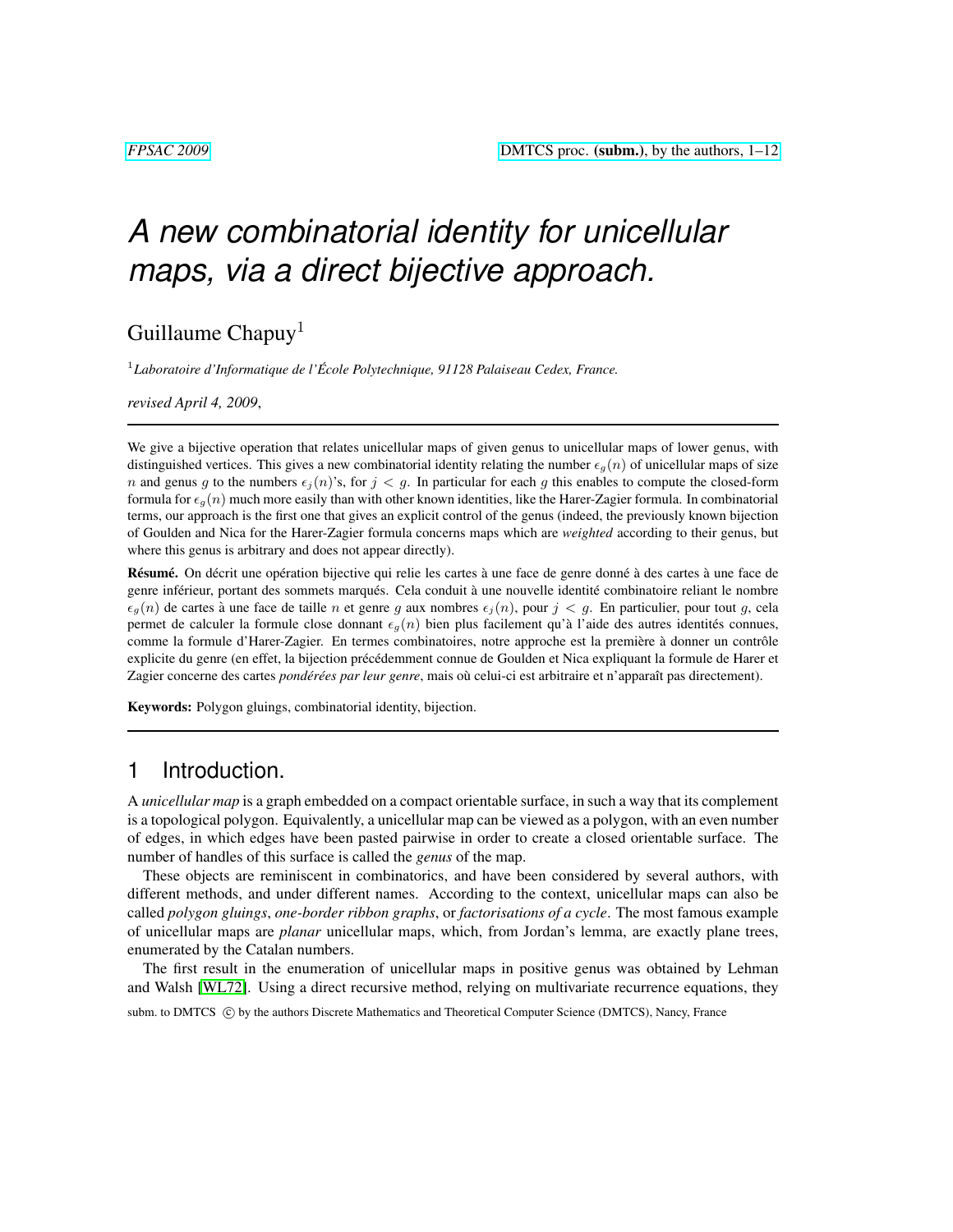# A new combinatorial identity for unicellular maps, via a direct bijective approach.

Guillaume Chapuy[1]

[1] *Laboratoire d'Informatique de l'École Polytechnique, 91128 Palaiseau Cedex, France.*

*revised April 4, 2009*,

---

We give a bijective operation that relates unicellular maps of given genus to unicellular maps of lower genus, with distinguished vertices. This gives a new combinatorial identity relating the number $\epsilon_g(n)$ of unicellular maps of size $n$ and genus $g$ to the numbers $\epsilon_j(n)$'s, for $j < g$. In particular for each $g$ this enables to compute the closed-form formula for $\epsilon_g(n)$ much more easily than with other known identities, like the Harer-Zagier formula. In combinatorial terms, our approach is the first one that gives an explicit control of the genus (indeed, the previously known bijection of Goulden and Nica for the Harer-Zagier formula concerns maps which are *weighted* according to their genus, but where this genus is arbitrary and does not appear directly).

**Résumé.** On décrit une opération bijective qui relie les cartes à une face de genre donné à des cartes à une face de genre inférieur, portant des sommets marqués. Cela conduit à une nouvelle identité combinatoire reliant le nombre $\epsilon_g(n)$ de cartes à une face de taille $n$ et genre $g$ aux nombres $\epsilon_j(n)$, pour $j < g$. En particulier, pour tout $g$, cela permet de calculer la formule close donnant $\epsilon_g(n)$ bien plus facilement qu'à l'aide des autres identités connues, comme la formule d'Harer-Zagier. En termes combinatoires, notre approche est la première à donner un contrôle explicite du genre (en effet, la bijection précédemment connue de Goulden et Nica expliquant la formule de Harer et Zagier concerne des cartes *pondérées par leur genre*, mais où celui-ci est arbitraire et n'apparaît pas directement).

**Keywords:** Polygon gluings, combinatorial identity, bijection.

---

## 1 Introduction.

A *unicellular map* is a graph embedded on a compact orientable surface, in such a way that its complement is a topological polygon. Equivalently, a unicellular map can be viewed as a polygon, with an even number of edges, in which edges have been pasted pairwise in order to create a closed orientable surface. The number of handles of this surface is called the *genus* of the map.

These objects are reminiscent in combinatorics, and have been considered by several authors, with different methods, and under different names. According to the context, unicellular maps can also be called *polygon gluings*, *one-border ribbon graphs*, or *factorisations of a cycle*. The most famous example of unicellular maps are *planar* unicellular maps, which, from Jordan's lemma, are exactly plane trees, enumerated by the Catalan numbers.

The first result in the enumeration of unicellular maps in positive genus was obtained by Lehman and Walsh [WL72]. Using a direct recursive method, relying on multivariate recurrence equations, they

subm. to DMTCS © by the authors Discrete Mathematics and Theoretical Computer Science (DMTCS), Nancy, France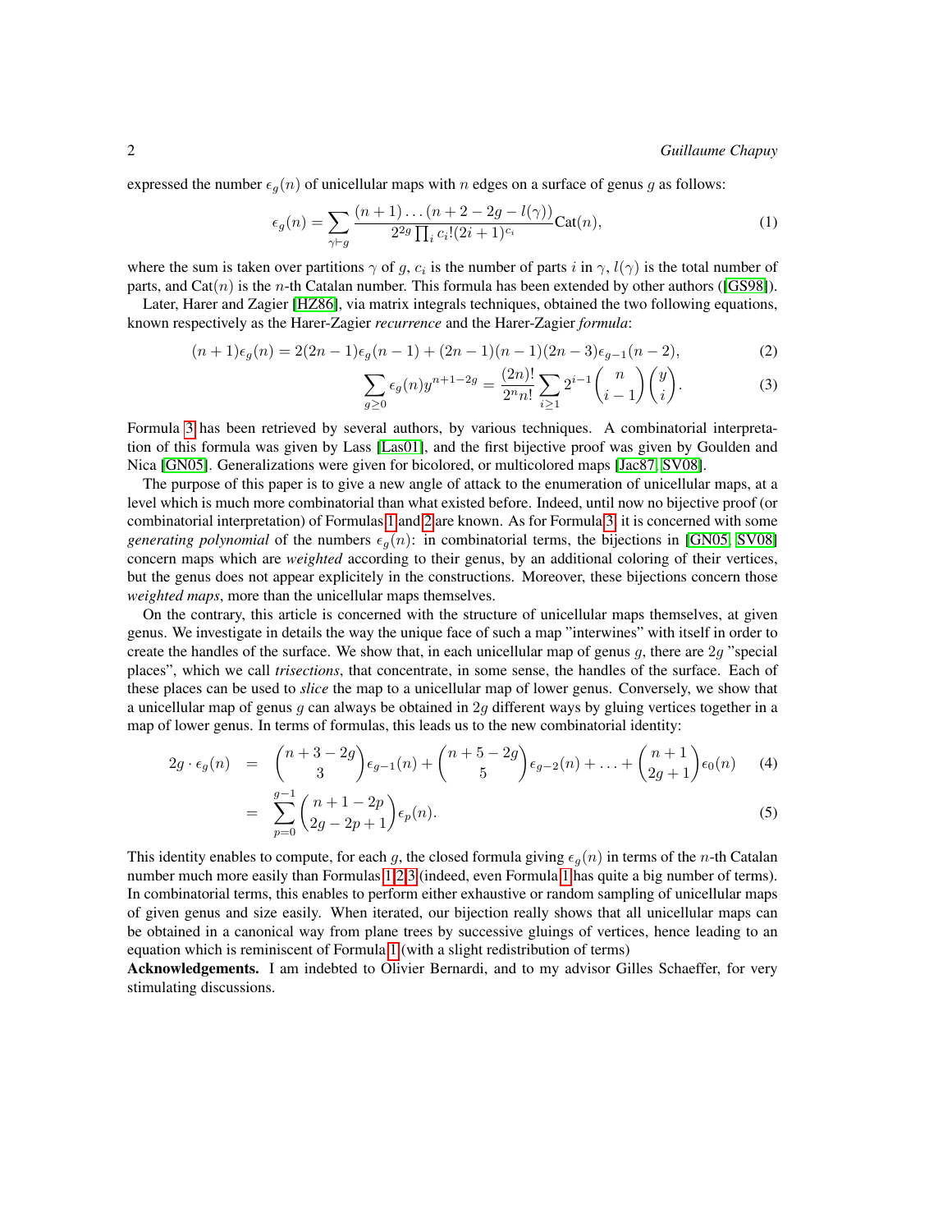expressed the number $\epsilon_g(n)$ of unicellular maps with $n$ edges on a surface of genus $g$ as follows:

$$\epsilon_g(n) = \sum_{\gamma \vdash g} \frac{(n+1)\dots(n+2-2g-l(\gamma))}{2^{2g}\prod_i c_i!(2i+1)^{c_i}} \mathrm{Cat}(n), \tag{1}$$

where the sum is taken over partitions $\gamma$ of $g$, $c_i$ is the number of parts $i$ in $\gamma$, $l(\gamma)$ is the total number of parts, and $\mathrm{Cat}(n)$ is the $n$-th Catalan number. This formula has been extended by other authors ([GS98]).

Later, Harer and Zagier [HZ86], via matrix integrals techniques, obtained the two following equations, known respectively as the Harer-Zagier *recurrence* and the Harer-Zagier *formula*:

$$(n+1)\epsilon_g(n) = 2(2n-1)\epsilon_g(n-1) + (2n-1)(n-1)(2n-3)\epsilon_{g-1}(n-2), \tag{2}$$

$$\sum_{g\geq 0} \epsilon_g(n) y^{n+1-2g} = \frac{(2n)!}{2^n n!} \sum_{i\geq 1} 2^{i-1}\binom{n}{i-1}\binom{y}{i}. \tag{3}$$

Formula 3 has been retrieved by several authors, by various techniques. A combinatorial interpretation of this formula was given by Lass [Las01], and the first bijective proof was given by Goulden and Nica [GN05]. Generalizations were given for bicolored, or multicolored maps [Jac87, SV08].

The purpose of this paper is to give a new angle of attack to the enumeration of unicellular maps, at a level which is much more combinatorial than what existed before. Indeed, until now no bijective proof (or combinatorial interpretation) of Formulas 1 and 2 are known. As for Formula 3, it is concerned with some *generating polynomial* of the numbers $\epsilon_g(n)$: in combinatorial terms, the bijections in [GN05, SV08] concern maps which are *weighted* according to their genus, by an additional coloring of their vertices, but the genus does not appear explicitely in the constructions. Moreover, these bijections concern those *weighted maps*, more than the unicellular maps themselves.

On the contrary, this article is concerned with the structure of unicellular maps themselves, at given genus. We investigate in details the way the unique face of such a map "interwines" with itself in order to create the handles of the surface. We show that, in each unicellular map of genus $g$, there are $2g$ "special places", which we call *trisections*, that concentrate, in some sense, the handles of the surface. Each of these places can be used to *slice* the map to a unicellular map of lower genus. Conversely, we show that a unicellular map of genus $g$ can always be obtained in $2g$ different ways by gluing vertices together in a map of lower genus. In terms of formulas, this leads us to the new combinatorial identity:

$$\begin{aligned} 2g\cdot\epsilon_g(n) &= \binom{n+3-2g}{3}\epsilon_{g-1}(n) + \binom{n+5-2g}{5}\epsilon_{g-2}(n) + \ldots + \binom{n+1}{2g+1}\epsilon_0(n) & (4)\\ &= \sum_{p=0}^{g-1}\binom{n+1-2p}{2g-2p+1}\epsilon_p(n). & (5)\end{aligned}$$

This identity enables to compute, for each $g$, the closed formula giving $\epsilon_g(n)$ in terms of the $n$-th Catalan number much more easily than Formulas 1,2,3 (indeed, even Formula 1 has quite a big number of terms). In combinatorial terms, this enables to perform either exhaustive or random sampling of unicellular maps of given genus and size easily. When iterated, our bijection really shows that all unicellular maps can be obtained in a canonical way from plane trees by successive gluings of vertices, hence leading to an equation which is reminiscent of Formula 1 (with a slight redistribution of terms)

**Acknowledgements.** I am indebted to Olivier Bernardi, and to my advisor Gilles Schaeffer, for very stimulating discussions.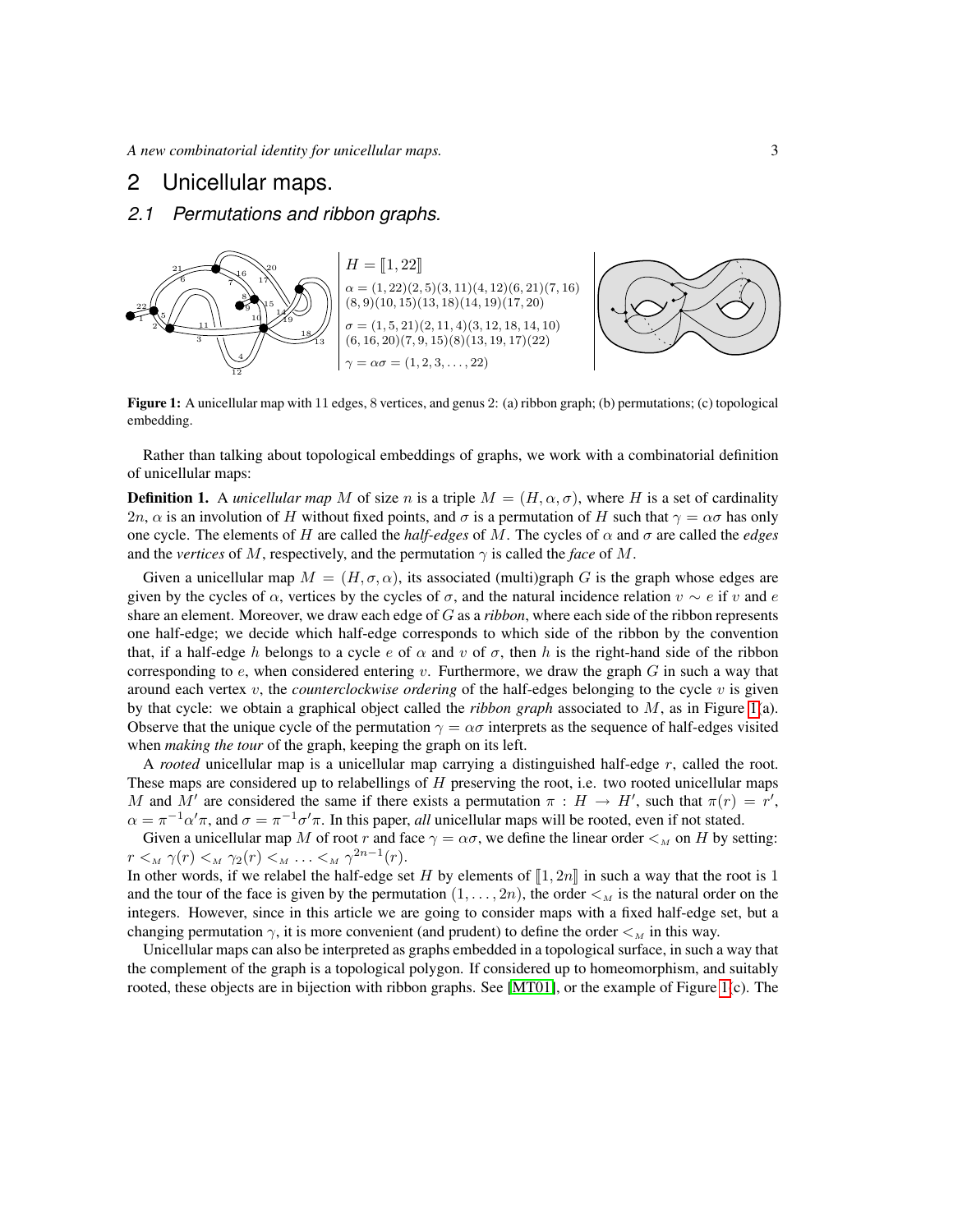## 2 Unicellular maps.

### 2.1 Permutations and ribbon graphs.

$H = [\![1, 22]\!]$

$\alpha = (1, 22)(2, 5)(3, 11)(4, 12)(6, 21)(7, 16)(8, 9)(10, 15)(13, 18)(14, 19)(17, 20)$

$\sigma = (1, 5, 21)(2, 11, 4)(3, 12, 18, 14, 10)(6, 16, 20)(7, 9, 15)(8)(13, 19, 17)(22)$

$\gamma = \alpha\sigma = (1, 2, 3, \ldots, 22)$

**Figure 1:** A unicellular map with 11 edges, 8 vertices, and genus 2: (a) ribbon graph; (b) permutations; (c) topological embedding.

Rather than talking about topological embeddings of graphs, we work with a combinatorial definition of unicellular maps:

**Definition 1.** A *unicellular map* $M$ of size $n$ is a triple $M = (H, \alpha, \sigma)$, where $H$ is a set of cardinality $2n$, $\alpha$ is an involution of $H$ without fixed points, and $\sigma$ is a permutation of $H$ such that $\gamma = \alpha\sigma$ has only one cycle. The elements of $H$ are called the *half-edges* of $M$. The cycles of $\alpha$ and $\sigma$ are called the *edges* and the *vertices* of $M$, respectively, and the permutation $\gamma$ is called the *face* of $M$.

Given a unicellular map $M = (H, \sigma, \alpha)$, its associated (multi)graph $G$ is the graph whose edges are given by the cycles of $\alpha$, vertices by the cycles of $\sigma$, and the natural incidence relation $v \sim e$ if $v$ and $e$ share an element. Moreover, we draw each edge of $G$ as a *ribbon*, where each side of the ribbon represents one half-edge; we decide which half-edge corresponds to which side of the ribbon by the convention that, if a half-edge $h$ belongs to a cycle $e$ of $\alpha$ and $v$ of $\sigma$, then $h$ is the right-hand side of the ribbon corresponding to $e$, when considered entering $v$. Furthermore, we draw the graph $G$ in such a way that around each vertex $v$, the *counterclockwise ordering* of the half-edges belonging to the cycle $v$ is given by that cycle: we obtain a graphical object called the *ribbon graph* associated to $M$, as in Figure 1(a). Observe that the unique cycle of the permutation $\gamma = \alpha\sigma$ interprets as the sequence of half-edges visited when *making the tour* of the graph, keeping the graph on its left.

A *rooted* unicellular map is a unicellular map carrying a distinguished half-edge $r$, called the root. These maps are considered up to relabellings of $H$ preserving the root, i.e. two rooted unicellular maps $M$ and $M'$ are considered the same if there exists a permutation $\pi : H \to H'$, such that $\pi(r) = r'$, $\alpha = \pi^{-1}\alpha'\pi$, and $\sigma = \pi^{-1}\sigma'\pi$. In this paper, *all* unicellular maps will be rooted, even if not stated.

Given a unicellular map $M$ of root $r$ and face $\gamma = \alpha\sigma$, we define the linear order $<_M$ on $H$ by setting: $r <_M \gamma(r) <_M \gamma_2(r) <_M \ldots <_M \gamma^{2n-1}(r)$.

In other words, if we relabel the half-edge set $H$ by elements of $[\![1, 2n]\!]$ in such a way that the root is 1 and the tour of the face is given by the permutation $(1, \ldots, 2n)$, the order $<_M$ is the natural order on the integers. However, since in this article we are going to consider maps with a fixed half-edge set, but a changing permutation $\gamma$, it is more convenient (and prudent) to define the order $<_M$ in this way.

Unicellular maps can also be interpreted as graphs embedded in a topological surface, in such a way that the complement of the graph is a topological polygon. If considered up to homeomorphism, and suitably rooted, these objects are in bijection with ribbon graphs. See [MT01], or the example of Figure 1(c). The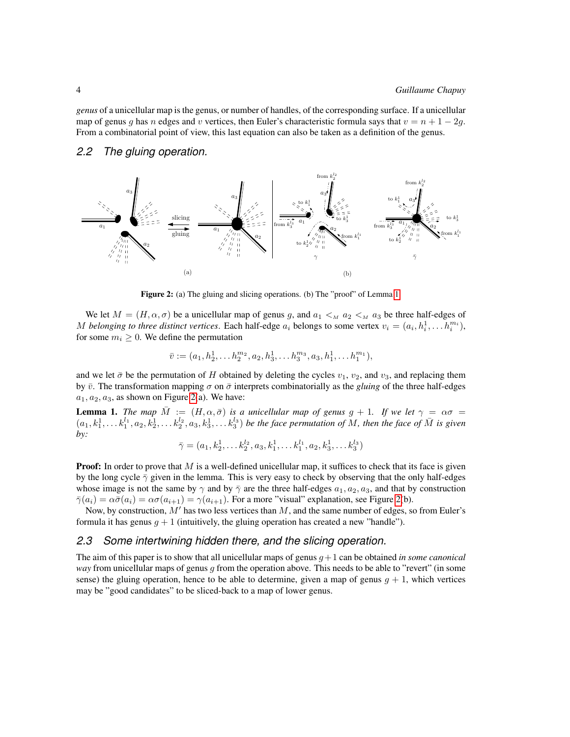*genus* of a unicellular map is the genus, or number of handles, of the corresponding surface. If a unicellular map of genus $g$ has $n$ edges and $v$ vertices, then Euler's characteristic formula says that $v = n + 1 - 2g$. From a combinatorial point of view, this last equation can also be taken as a definition of the genus.

## 2.2 The gluing operation.

**Figure 2:** (a) The gluing and slicing operations. (b) The "proof" of Lemma 1.

We let $M = (H, \alpha, \sigma)$ be a unicellular map of genus $g$, and $a_1 <_M a_2 <_M a_3$ be three half-edges of $M$ *belonging to three distinct vertices*. Each half-edge $a_i$ belongs to some vertex $v_i = (a_i, h_i^1, \dots h_i^{m_i})$, for some $m_i \geq 0$. We define the permutation

$$\bar{v} := (a_1, h_2^1, \dots h_2^{m_2}, a_2, h_3^1, \dots h_3^{m_3}, a_3, h_1^1, \dots h_1^{m_1}),$$

and we let $\bar{\sigma}$ be the permutation of $H$ obtained by deleting the cycles $v_1$, $v_2$, and $v_3$, and replacing them by $\bar{v}$. The transformation mapping $\sigma$ on $\bar{\sigma}$ interprets combinatorially as the *gluing* of the three half-edges $a_1, a_2, a_3$, as shown on Figure 2(a). We have:

**Lemma 1.** *The map $\bar{M} := (H, \alpha, \bar{\sigma})$ is a unicellular map of genus $g+1$. If we let $\gamma = \alpha\sigma = (a_1, k_1^1, \dots k_1^{l_1}, a_2, k_2^1, \dots k_2^{l_2}, a_3, k_3^1, \dots k_3^{l_3})$ be the face permutation of $M$, then the face of $\bar{M}$ is given by:*

$$\bar{\gamma} = (a_1, k_2^1, \dots k_2^{l_2}, a_3, k_1^1, \dots k_1^{l_1}, a_2, k_3^1, \dots k_3^{l_3})$$

**Proof:** In order to prove that $M$ is a well-defined unicellular map, it suffices to check that its face is given by the long cycle $\bar{\gamma}$ given in the lemma. This is very easy to check by observing that the only half-edges whose image is not the same by $\gamma$ and by $\bar{\gamma}$ are the three half-edges $a_1, a_2, a_3$, and that by construction $\bar{\gamma}(a_i) = \alpha\bar{\sigma}(a_i) = \alpha\sigma(a_{i+1}) = \gamma(a_{i+1})$. For a more "visual" explanation, see Figure 2(b).

Now, by construction, $M'$ has two less vertices than $M$, and the same number of edges, so from Euler's formula it has genus $g + 1$ (intuitively, the gluing operation has created a new "handle").

## 2.3 Some intertwining hidden there, and the slicing operation.

The aim of this paper is to show that all unicellular maps of genus $g+1$ can be obtained *in some canonical way* from unicellular maps of genus $g$ from the operation above. This needs to be able to "revert" (in some sense) the gluing operation, hence to be able to determine, given a map of genus $g + 1$, which vertices may be "good candidates" to be sliced-back to a map of lower genus.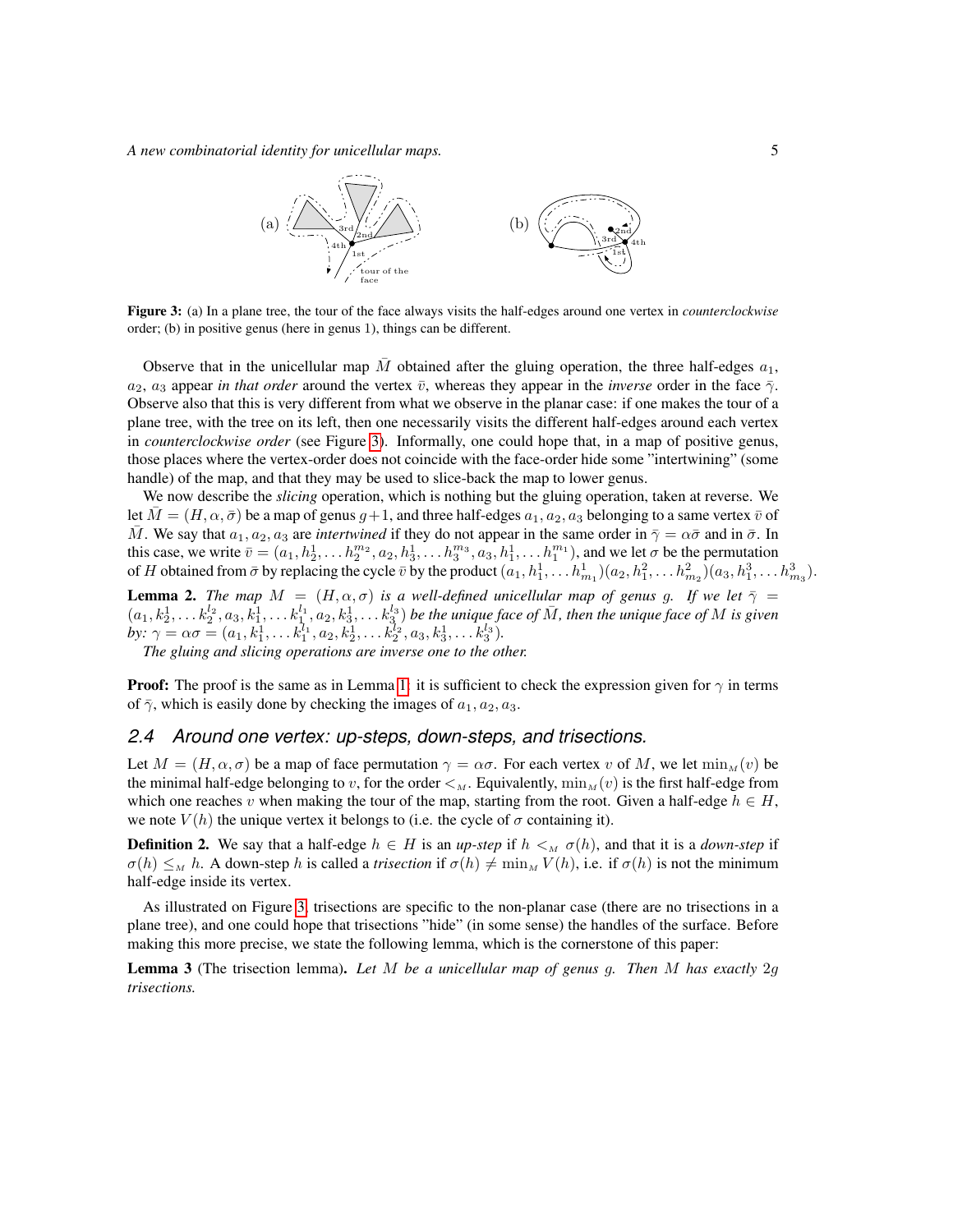Figure 3: (a) In a plane tree, the tour of the face always visits the half-edges around one vertex in *counterclockwise* order; (b) in positive genus (here in genus 1), things can be different.

Observe that in the unicellular map $\bar{M}$ obtained after the gluing operation, the three half-edges $a_1$, $a_2$, $a_3$ appear *in that order* around the vertex $\bar{v}$, whereas they appear in the *inverse* order in the face $\bar{\gamma}$. Observe also that this is very different from what we observe in the planar case: if one makes the tour of a plane tree, with the tree on its left, then one necessarily visits the different half-edges around each vertex in *counterclockwise order* (see Figure 3). Informally, one could hope that, in a map of positive genus, those places where the vertex-order does not coincide with the face-order hide some "intertwining" (some handle) of the map, and that they may be used to slice-back the map to lower genus.

We now describe the *slicing* operation, which is nothing but the gluing operation, taken at reverse. We let $\bar{M} = (H, \alpha, \bar{\sigma})$ be a map of genus $g+1$, and three half-edges $a_1, a_2, a_3$ belonging to a same vertex $\bar{v}$ of $\bar{M}$. We say that $a_1, a_2, a_3$ are *intertwined* if they do not appear in the same order in $\bar{\gamma} = \alpha\bar{\sigma}$ and in $\bar{\sigma}$. In this case, we write $\bar{v} = (a_1, h_2^1, \dots h_2^{m_2}, a_2, h_3^1, \dots h_3^{m_3}, a_3, h_1^1, \dots h_1^{m_1})$, and we let $\sigma$ be the permutation of $H$ obtained from $\bar{\sigma}$ by replacing the cycle $\bar{v}$ by the product $(a_1, h_1^1, \dots h_{m_1}^1)(a_2, h_1^2, \dots h_{m_2}^2)(a_3, h_1^3, \dots h_{m_3}^3)$.

**Lemma 2.** *The map $M = (H, \alpha, \sigma)$ is a well-defined unicellular map of genus $g$. If we let $\bar{\gamma} = (a_1, k_2^1, \dots k_2^{l_2}, a_3, k_1^1, \dots k_1^{l_1}, a_2, k_3^1, \dots k_3^{l_3})$ be the unique face of $\bar{M}$, then the unique face of $M$ is given by: $\gamma = \alpha\sigma = (a_1, k_1^1, \dots k_1^{l_1}, a_2, k_2^1, \dots k_2^{l_2}, a_3, k_3^1, \dots k_3^{l_3})$.*

*The gluing and slicing operations are inverse one to the other.*

**Proof:** The proof is the same as in Lemma 1: it is sufficient to check the expression given for $\gamma$ in terms of $\bar{\gamma}$, which is easily done by checking the images of $a_1, a_2, a_3$.

### 2.4 Around one vertex: up-steps, down-steps, and trisections.

Let $M = (H, \alpha, \sigma)$ be a map of face permutation $\gamma = \alpha\sigma$. For each vertex $v$ of $M$, we let $\min_M(v)$ be the minimal half-edge belonging to $v$, for the order $<_M$. Equivalently, $\min_M(v)$ is the first half-edge from which one reaches $v$ when making the tour of the map, starting from the root. Given a half-edge $h \in H$, we note $V(h)$ the unique vertex it belongs to (i.e. the cycle of $\sigma$ containing it).

**Definition 2.** We say that a half-edge $h \in H$ is an *up-step* if $h <_M \sigma(h)$, and that it is a *down-step* if $\sigma(h) \leq_M h$. A down-step $h$ is called a *trisection* if $\sigma(h) \neq \min_M V(h)$, i.e. if $\sigma(h)$ is not the minimum half-edge inside its vertex.

As illustrated on Figure 3, trisections are specific to the non-planar case (there are no trisections in a plane tree), and one could hope that trisections "hide" (in some sense) the handles of the surface. Before making this more precise, we state the following lemma, which is the cornerstone of this paper:

**Lemma 3** (The trisection lemma). *Let $M$ be a unicellular map of genus $g$. Then $M$ has exactly $2g$ trisections.*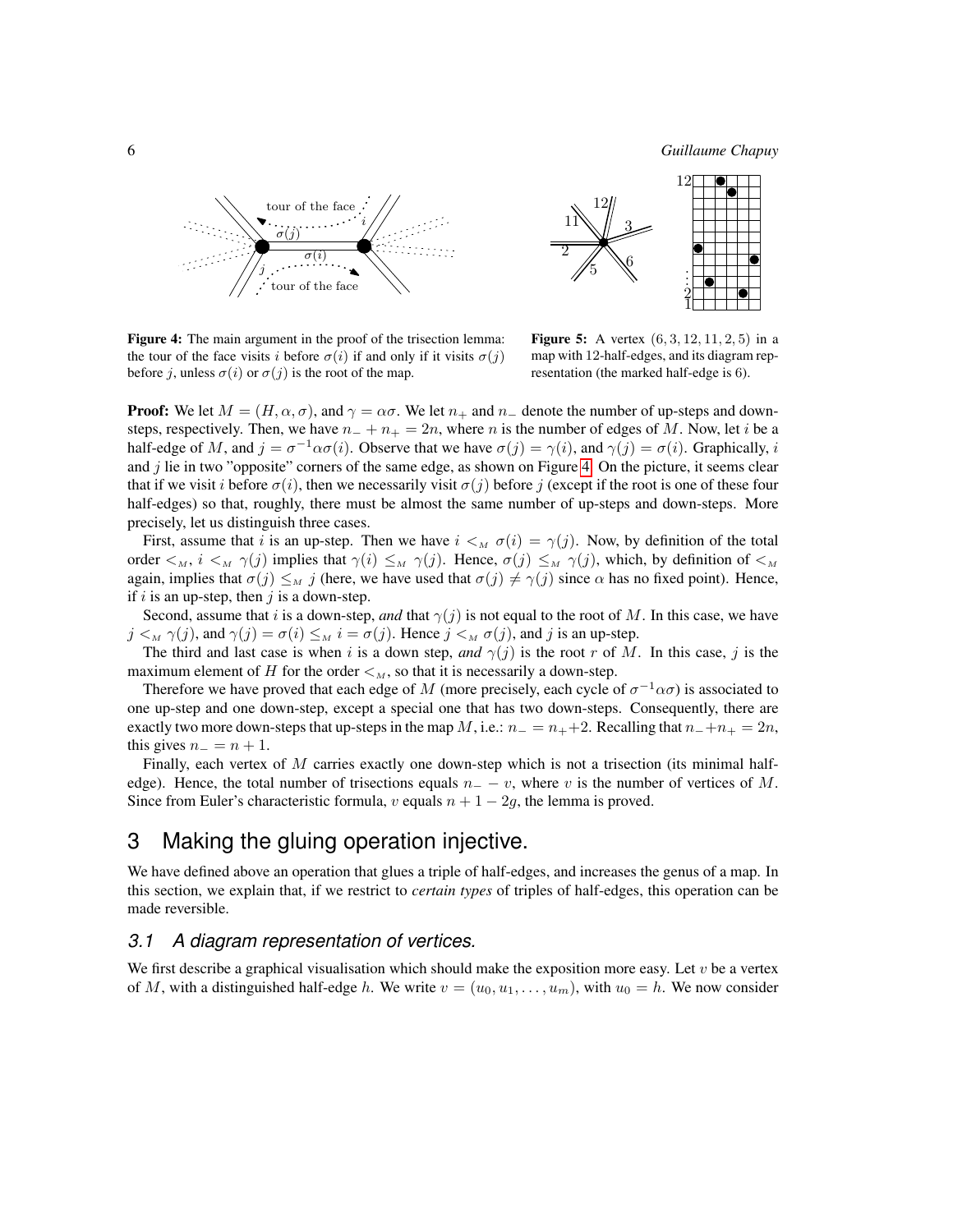**Figure 4:** The main argument in the proof of the trisection lemma: the tour of the face visits $i$ before $\sigma(i)$ if and only if it visits $\sigma(j)$ before $j$, unless $\sigma(i)$ or $\sigma(j)$ is the root of the map.

**Figure 5:** A vertex $(6, 3, 12, 11, 2, 5)$ in a map with 12-half-edges, and its diagram representation (the marked half-edge is 6).

**Proof:** We let $M = (H, \alpha, \sigma)$, and $\gamma = \alpha\sigma$. We let $n_+$ and $n_-$ denote the number of up-steps and down-steps, respectively. Then, we have $n_- + n_+ = 2n$, where $n$ is the number of edges of $M$. Now, let $i$ be a half-edge of $M$, and $j = \sigma^{-1}\alpha\sigma(i)$. Observe that we have $\sigma(j) = \gamma(i)$, and $\gamma(j) = \sigma(i)$. Graphically, $i$ and $j$ lie in two "opposite" corners of the same edge, as shown on Figure 4. On the picture, it seems clear that if we visit $i$ before $\sigma(i)$, then we necessarily visit $\sigma(j)$ before $j$ (except if the root is one of these four half-edges) so that, roughly, there must be almost the same number of up-steps and down-steps. More precisely, let us distinguish three cases.

First, assume that $i$ is an up-step. Then we have $i <_M \sigma(i) = \gamma(j)$. Now, by definition of the total order $<_M$, $i <_M \gamma(j)$ implies that $\gamma(i) \leq_M \gamma(j)$. Hence, $\sigma(j) \leq_M \gamma(j)$, which, by definition of $<_M$ again, implies that $\sigma(j) \leq_M j$ (here, we have used that $\sigma(j) \neq \gamma(j)$ since $\alpha$ has no fixed point). Hence, if $i$ is an up-step, then $j$ is a down-step.

Second, assume that $i$ is a down-step, *and* that $\gamma(j)$ is not equal to the root of $M$. In this case, we have $j <_M \gamma(j)$, and $\gamma(j) = \sigma(i) \leq_M i = \sigma(j)$. Hence $j <_M \sigma(j)$, and $j$ is an up-step.

The third and last case is when $i$ is a down step, *and* $\gamma(j)$ is the root $r$ of $M$. In this case, $j$ is the maximum element of $H$ for the order $<_M$, so that it is necessarily a down-step.

Therefore we have proved that each edge of $M$ (more precisely, each cycle of $\sigma^{-1}\alpha\sigma$) is associated to one up-step and one down-step, except a special one that has two down-steps. Consequently, there are exactly two more down-steps that up-steps in the map $M$, i.e.: $n_- = n_+ + 2$. Recalling that $n_- + n_+ = 2n$, this gives $n_- = n + 1$.

Finally, each vertex of $M$ carries exactly one down-step which is not a trisection (its minimal half-edge). Hence, the total number of trisections equals $n_- - v$, where $v$ is the number of vertices of $M$. Since from Euler's characteristic formula, $v$ equals $n + 1 - 2g$, the lemma is proved.

# 3 Making the gluing operation injective.

We have defined above an operation that glues a triple of half-edges, and increases the genus of a map. In this section, we explain that, if we restrict to *certain types* of triples of half-edges, this operation can be made reversible.

## 3.1 A diagram representation of vertices.

We first describe a graphical visualisation which should make the exposition more easy. Let $v$ be a vertex of $M$, with a distinguished half-edge $h$. We write $v = (u_0, u_1, \ldots, u_m)$, with $u_0 = h$. We now consider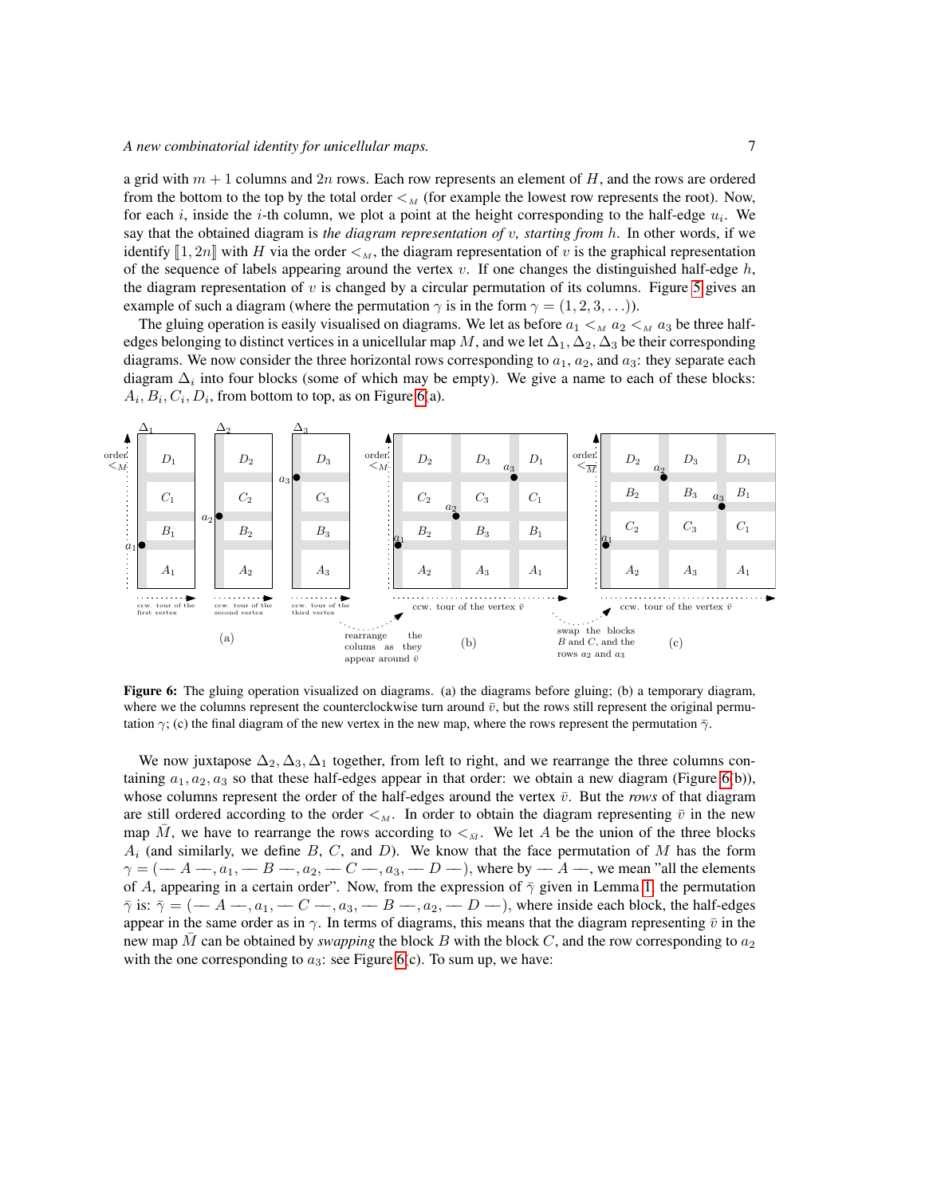a grid with $m+1$ columns and $2n$ rows. Each row represents an element of $H$, and the rows are ordered from the bottom to the top by the total order $<_M$ (for example the lowest row represents the root). Now, for each $i$, inside the $i$-th column, we plot a point at the height corresponding to the half-edge $u_i$. We say that the obtained diagram is *the diagram representation of $v$, starting from $h$*. In other words, if we identify $[\![1, 2n]\!]$ with $H$ via the order $<_M$, the diagram representation of $v$ is the graphical representation of the sequence of labels appearing around the vertex $v$. If one changes the distinguished half-edge $h$, the diagram representation of $v$ is changed by a circular permutation of its columns. Figure 5 gives an example of such a diagram (where the permutation $\gamma$ is in the form $\gamma = (1, 2, 3, \ldots)$).

The gluing operation is easily visualised on diagrams. We let as before $a_1 <_M a_2 <_M a_3$ be three half-edges belonging to distinct vertices in a unicellular map $M$, and we let $\Delta_1, \Delta_2, \Delta_3$ be their corresponding diagrams. We now consider the three horizontal rows corresponding to $a_1$, $a_2$, and $a_3$: they separate each diagram $\Delta_i$ into four blocks (some of which may be empty). We give a name to each of these blocks: $A_i, B_i, C_i, D_i$, from bottom to top, as on Figure 6(a).

**Figure 6:** The gluing operation visualized on diagrams. (a) the diagrams before gluing; (b) a temporary diagram, where we the columns represent the counterclockwise turn around $\bar{v}$, but the rows still represent the original permutation $\gamma$; (c) the final diagram of the new vertex in the new map, where the rows represent the permutation $\bar{\gamma}$.

We now juxtapose $\Delta_2, \Delta_3, \Delta_1$ together, from left to right, and we rearrange the three columns containing $a_1, a_2, a_3$ so that these half-edges appear in that order: we obtain a new diagram (Figure 6(b)), whose columns represent the order of the half-edges around the vertex $\bar{v}$. But the *rows* of that diagram are still ordered according to the order $<_M$. In order to obtain the diagram representing $\bar{v}$ in the new map $\bar{M}$, we have to rearrange the rows according to $<_{\bar{M}}$. We let $A$ be the union of the three blocks $A_i$ (and similarly, we define $B$, $C$, and $D$). We know that the face permutation of $M$ has the form $\gamma = (\text{— } A \text{ —}, a_1, \text{— } B \text{ —}, a_2, \text{— } C \text{ —}, a_3, \text{— } D \text{ —})$, where by — $A$ —, we mean "all the elements of $A$, appearing in a certain order". Now, from the expression of $\bar{\gamma}$ given in Lemma 1, the permutation $\bar{\gamma}$ is: $\bar{\gamma} = (\text{— } A \text{ —}, a_1, \text{— } C \text{ —}, a_3, \text{— } B \text{ —}, a_2, \text{— } D \text{ —})$, where inside each block, the half-edges appear in the same order as in $\gamma$. In terms of diagrams, this means that the diagram representing $\bar{v}$ in the new map $\bar{M}$ can be obtained by *swapping* the block $B$ with the block $C$, and the row corresponding to $a_2$ with the one corresponding to $a_3$: see Figure 6(c). To sum up, we have: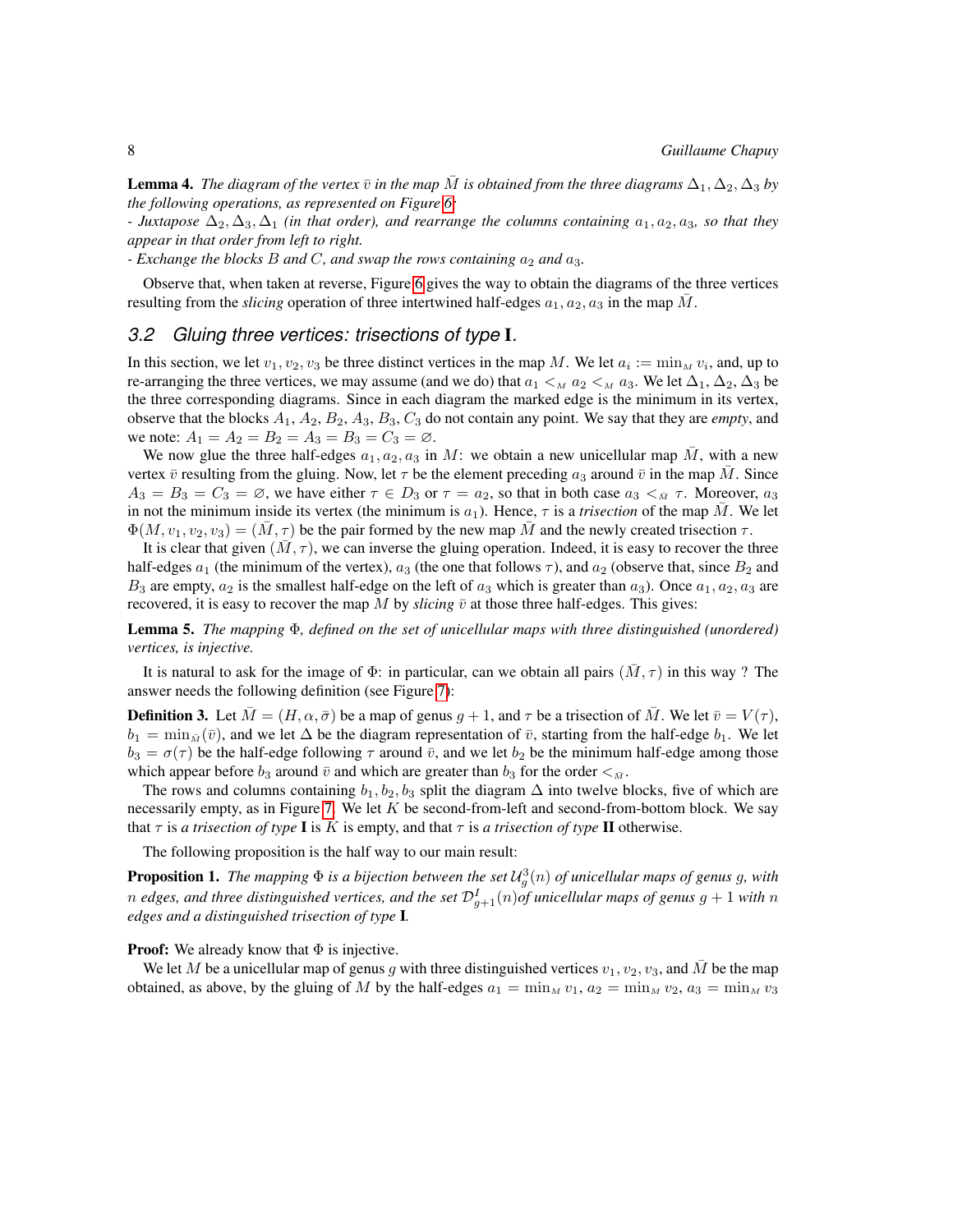**Lemma 4.** *The diagram of the vertex $\bar{v}$ in the map $\bar{M}$ is obtained from the three diagrams $\Delta_1, \Delta_2, \Delta_3$ by the following operations, as represented on Figure 6:*
*- Juxtapose $\Delta_2, \Delta_3, \Delta_1$ (in that order), and rearrange the columns containing $a_1, a_2, a_3$, so that they appear in that order from left to right.*
*- Exchange the blocks $B$ and $C$, and swap the rows containing $a_2$ and $a_3$.*

Observe that, when taken at reverse, Figure 6 gives the way to obtain the diagrams of the three vertices resulting from the *slicing* operation of three intertwined half-edges $a_1, a_2, a_3$ in the map $\bar{M}$.

## 3.2 Gluing three vertices: trisections of type I.

In this section, we let $v_1, v_2, v_3$ be three distinct vertices in the map $M$. We let $a_i := \min_M v_i$, and, up to re-arranging the three vertices, we may assume (and we do) that $a_1 <_M a_2 <_M a_3$. We let $\Delta_1, \Delta_2, \Delta_3$ be the three corresponding diagrams. Since in each diagram the marked edge is the minimum in its vertex, observe that the blocks $A_1$, $A_2$, $B_2$, $A_3$, $B_3$, $C_3$ do not contain any point. We say that they are *empty*, and we note: $A_1 = A_2 = B_2 = A_3 = B_3 = C_3 = \varnothing$.

We now glue the three half-edges $a_1, a_2, a_3$ in $M$: we obtain a new unicellular map $\bar{M}$, with a new vertex $\bar{v}$ resulting from the gluing. Now, let $\tau$ be the element preceding $a_3$ around $\bar{v}$ in the map $\bar{M}$. Since $A_3 = B_3 = C_3 = \varnothing$, we have either $\tau \in D_3$ or $\tau = a_2$, so that in both case $a_3 <_{\bar{M}} \tau$. Moreover, $a_3$ in not the minimum inside its vertex (the minimum is $a_1$). Hence, $\tau$ is a *trisection* of the map $\bar{M}$. We let $\Phi(M, v_1, v_2, v_3) = (\bar{M}, \tau)$ be the pair formed by the new map $\bar{M}$ and the newly created trisection $\tau$.

It is clear that given $(\bar{M}, \tau)$, we can inverse the gluing operation. Indeed, it is easy to recover the three half-edges $a_1$ (the minimum of the vertex), $a_3$ (the one that follows $\tau$), and $a_2$ (observe that, since $B_2$ and $B_3$ are empty, $a_2$ is the smallest half-edge on the left of $a_3$ which is greater than $a_3$). Once $a_1, a_2, a_3$ are recovered, it is easy to recover the map $M$ by *slicing* $\bar{v}$ at those three half-edges. This gives:

**Lemma 5.** *The mapping $\Phi$, defined on the set of unicellular maps with three distinguished (unordered) vertices, is injective.*

It is natural to ask for the image of $\Phi$: in particular, can we obtain all pairs $(\bar{M}, \tau)$ in this way ? The answer needs the following definition (see Figure 7):

**Definition 3.** Let $\bar{M} = (H, \alpha, \bar{\sigma})$ be a map of genus $g + 1$, and $\tau$ be a trisection of $\bar{M}$. We let $\bar{v} = V(\tau)$, $b_1 = \min_{\bar{M}}(\bar{v})$, and we let $\Delta$ be the diagram representation of $\bar{v}$, starting from the half-edge $b_1$. We let $b_3 = \sigma(\tau)$ be the half-edge following $\tau$ around $\bar{v}$, and we let $b_2$ be the minimum half-edge among those which appear before $b_3$ around $\bar{v}$ and which are greater than $b_3$ for the order $<_{\bar{M}}$.

The rows and columns containing $b_1, b_2, b_3$ split the diagram $\Delta$ into twelve blocks, five of which are necessarily empty, as in Figure 7. We let $K$ be second-from-left and second-from-bottom block. We say that $\tau$ is *a trisection of type* **I** is $K$ is empty, and that $\tau$ is *a trisection of type* **II** otherwise.

The following proposition is the half way to our main result:

**Proposition 1.** *The mapping $\Phi$ is a bijection between the set $\mathcal{U}_g^3(n)$ of unicellular maps of genus $g$, with $n$ edges, and three distinguished vertices, and the set $\mathcal{D}_{g+1}^I(n)$of unicellular maps of genus $g + 1$ with $n$ edges and a distinguished trisection of type* **I***.*

**Proof:** We already know that $\Phi$ is injective.

We let $M$ be a unicellular map of genus $g$ with three distinguished vertices $v_1, v_2, v_3$, and $\bar{M}$ be the map obtained, as above, by the gluing of $M$ by the half-edges $a_1 = \min_M v_1$, $a_2 = \min_M v_2$, $a_3 = \min_M v_3$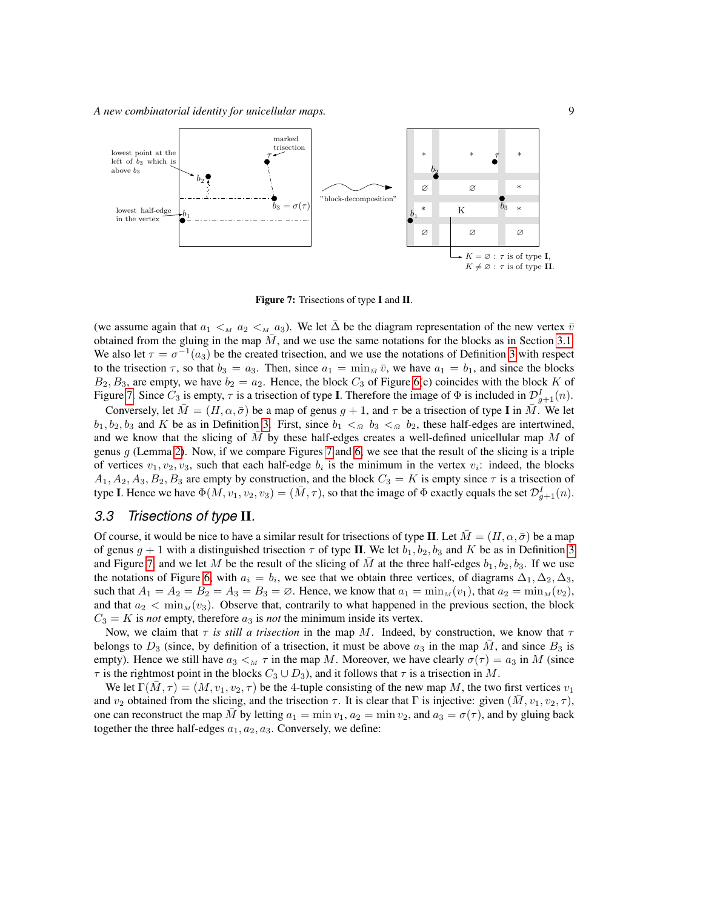**Figure 7:** Trisections of type **I** and **II**.

(we assume again that $a_1 <_M a_2 <_M a_3$). We let $\bar{\Delta}$ be the diagram representation of the new vertex $\bar{v}$ obtained from the gluing in the map $\bar{M}$, and we use the same notations for the blocks as in Section 3.1. We also let $\tau = \sigma^{-1}(a_3)$ be the created trisection, and we use the notations of Definition 3 with respect to the trisection $\tau$, so that $b_3 = a_3$. Then, since $a_1 = \min_{\bar{M}} \bar{v}$, we have $a_1 = b_1$, and since the blocks $B_2, B_3$, are empty, we have $b_2 = a_2$. Hence, the block $C_3$ of Figure 6(c) coincides with the block $K$ of Figure 7. Since $C_3$ is empty, $\tau$ is a trisection of type **I**. Therefore the image of $\Phi$ is included in $\mathcal{D}^I_{g+1}(n)$.

Conversely, let $\bar{M} = (H, \alpha, \bar{\sigma})$ be a map of genus $g+1$, and $\tau$ be a trisection of type **I** in $\bar{M}$. We let $b_1, b_2, b_3$ and $K$ be as in Definition 3. First, since $b_1 <_{\bar{M}} b_3 <_{\bar{M}} b_2$, these half-edges are intertwined, and we know that the slicing of $\bar{M}$ by these half-edges creates a well-defined unicellular map $M$ of genus $g$ (Lemma 2). Now, if we compare Figures 7 and 6, we see that the result of the slicing is a triple of vertices $v_1, v_2, v_3$, such that each half-edge $b_i$ is the minimum in the vertex $v_i$: indeed, the blocks $A_1, A_2, A_3, B_2, B_3$ are empty by construction, and the block $C_3 = K$ is empty since $\tau$ is a trisection of type **I**. Hence we have $\Phi(M, v_1, v_2, v_3) = (\bar{M}, \tau)$, so that the image of $\Phi$ exactly equals the set $\mathcal{D}^I_{g+1}(n)$.

## 3.3 *Trisections of type* **II**.

Of course, it would be nice to have a similar result for trisections of type **II**. Let $\bar{M} = (H, \alpha, \bar{\sigma})$ be a map of genus $g+1$ with a distinguished trisection $\tau$ of type **II**. We let $b_1, b_2, b_3$ and $K$ be as in Definition 3 and Figure 7, and we let $M$ be the result of the slicing of $\bar{M}$ at the three half-edges $b_1, b_2, b_3$. If we use the notations of Figure 6, with $a_i = b_i$, we see that we obtain three vertices, of diagrams $\Delta_1, \Delta_2, \Delta_3$, such that $A_1 = A_2 = B_2 = A_3 = B_3 = \varnothing$. Hence, we know that $a_1 = \min_M(v_1)$, that $a_2 = \min_M(v_2)$, and that $a_2 < \min_M(v_3)$. Observe that, contrarily to what happened in the previous section, the block $C_3 = K$ is *not* empty, therefore $a_3$ is *not* the minimum inside its vertex.

Now, we claim that $\tau$ *is still a trisection* in the map $M$. Indeed, by construction, we know that $\tau$ belongs to $D_3$ (since, by definition of a trisection, it must be above $a_3$ in the map $\bar{M}$, and since $B_3$ is empty). Hence we still have $a_3 <_M \tau$ in the map $M$. Moreover, we have clearly $\sigma(\tau) = a_3$ in $M$ (since $\tau$ is the rightmost point in the blocks $C_3 \cup D_3$), and it follows that $\tau$ is a trisection in $M$.

We let $\Gamma(\bar{M}, \tau) = (M, v_1, v_2, \tau)$ be the 4-tuple consisting of the new map $M$, the two first vertices $v_1$ and $v_2$ obtained from the slicing, and the trisection $\tau$. It is clear that $\Gamma$ is injective: given $(\bar{M}, v_1, v_2, \tau)$, one can reconstruct the map $\bar{M}$ by letting $a_1 = \min v_1$, $a_2 = \min v_2$, and $a_3 = \sigma(\tau)$, and by gluing back together the three half-edges $a_1, a_2, a_3$. Conversely, we define: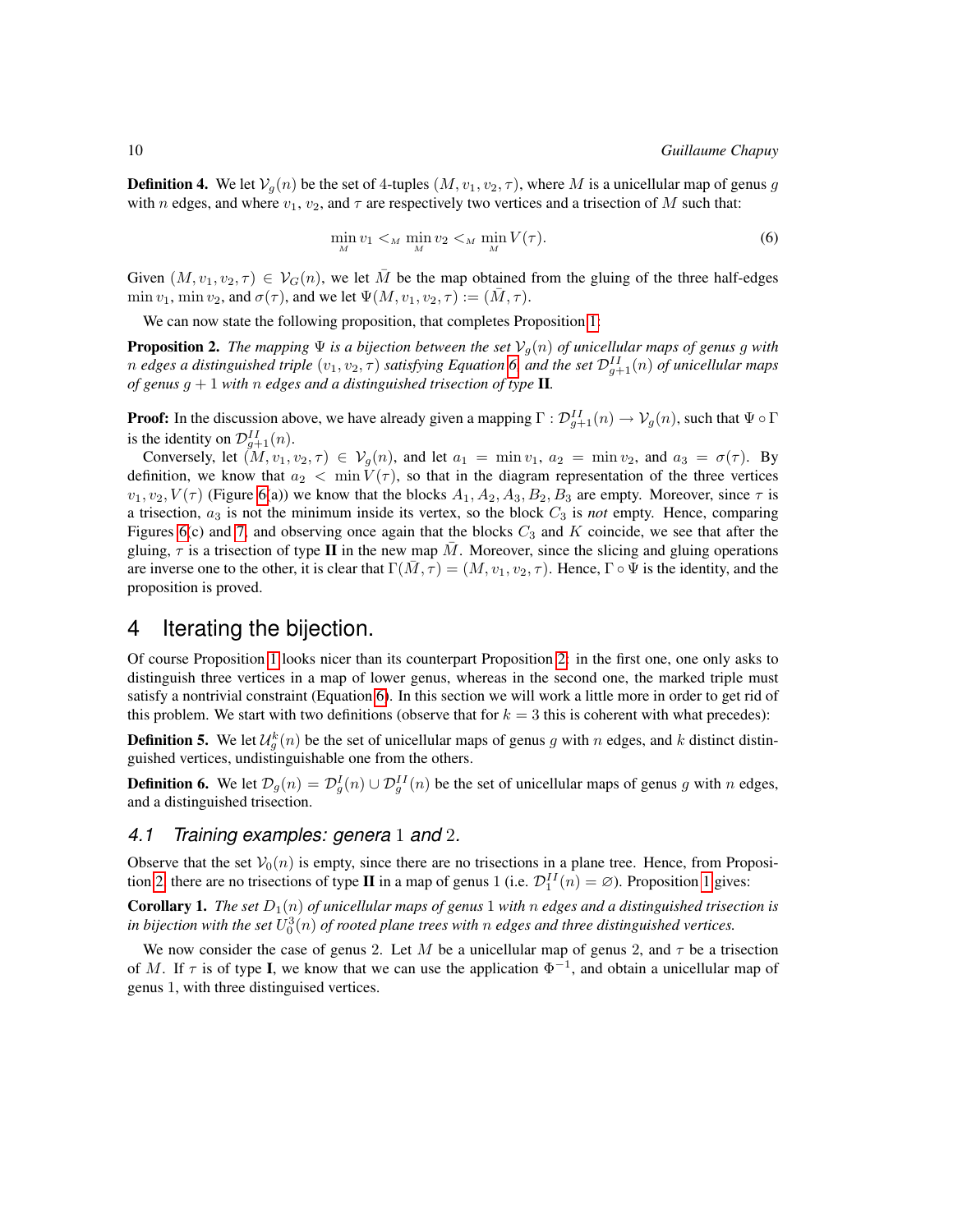**Definition 4.** We let $\mathcal{V}_g(n)$ be the set of 4-tuples $(M, v_1, v_2, \tau)$, where $M$ is a unicellular map of genus $g$ with $n$ edges, and where $v_1$, $v_2$, and $\tau$ are respectively two vertices and a trisection of $M$ such that:

$$\min_M v_1 <_M \min_M v_2 <_M \min_M V(\tau). \tag{6}$$

Given $(M, v_1, v_2, \tau) \in \mathcal{V}_G(n)$, we let $\bar{M}$ be the map obtained from the gluing of the three half-edges $\min v_1$, $\min v_2$, and $\sigma(\tau)$, and we let $\Psi(M, v_1, v_2, \tau) := (\bar{M}, \tau)$.

We can now state the following proposition, that completes Proposition 1:

**Proposition 2.** *The mapping $\Psi$ is a bijection between the set $\mathcal{V}_g(n)$ of unicellular maps of genus $g$ with $n$ edges a distinguished triple $(v_1, v_2, \tau)$ satisfying Equation 6, and the set $\mathcal{D}^{II}_{g+1}(n)$ of unicellular maps of genus $g+1$ with $n$ edges and a distinguished trisection of type* **II***.*

**Proof:** In the discussion above, we have already given a mapping $\Gamma : \mathcal{D}^{II}_{g+1}(n) \to \mathcal{V}_g(n)$, such that $\Psi \circ \Gamma$ is the identity on $\mathcal{D}^{II}_{g+1}(n)$.

Conversely, let $(M, v_1, v_2, \tau) \in \mathcal{V}_g(n)$, and let $a_1 = \min v_1$, $a_2 = \min v_2$, and $a_3 = \sigma(\tau)$. By definition, we know that $a_2 < \min V(\tau)$, so that in the diagram representation of the three vertices $v_1, v_2, V(\tau)$ (Figure 6(a)) we know that the blocks $A_1, A_2, A_3, B_2, B_3$ are empty. Moreover, since $\tau$ is a trisection, $a_3$ is not the minimum inside its vertex, so the block $C_3$ is *not* empty. Hence, comparing Figures 6(c) and 7, and observing once again that the blocks $C_3$ and $K$ coincide, we see that after the gluing, $\tau$ is a trisection of type **II** in the new map $\bar{M}$. Moreover, since the slicing and gluing operations are inverse one to the other, it is clear that $\Gamma(\bar{M}, \tau) = (M, v_1, v_2, \tau)$. Hence, $\Gamma \circ \Psi$ is the identity, and the proposition is proved.

# 4 Iterating the bijection.

Of course Proposition 1 looks nicer than its counterpart Proposition 2: in the first one, one only asks to distinguish three vertices in a map of lower genus, whereas in the second one, the marked triple must satisfy a nontrivial constraint (Equation 6). In this section we will work a little more in order to get rid of this problem. We start with two definitions (observe that for $k = 3$ this is coherent with what precedes):

**Definition 5.** We let $\mathcal{U}^k_g(n)$ be the set of unicellular maps of genus $g$ with $n$ edges, and $k$ distinct distinguished vertices, undistinguishable one from the others.

**Definition 6.** We let $\mathcal{D}_g(n) = \mathcal{D}^I_g(n) \cup \mathcal{D}^{II}_g(n)$ be the set of unicellular maps of genus $g$ with $n$ edges, and a distinguished trisection.

## 4.1 Training examples: genera 1 and 2.

Observe that the set $\mathcal{V}_0(n)$ is empty, since there are no trisections in a plane tree. Hence, from Proposition 2, there are no trisections of type **II** in a map of genus 1 (i.e. $\mathcal{D}^{II}_1(n) = \varnothing$). Proposition 1 gives:

**Corollary 1.** *The set $D_1(n)$ of unicellular maps of genus 1 with $n$ edges and a distinguished trisection is in bijection with the set $U^3_0(n)$ of rooted plane trees with $n$ edges and three distinguished vertices.*

We now consider the case of genus 2. Let $M$ be a unicellular map of genus 2, and $\tau$ be a trisection of $M$. If $\tau$ is of type **I**, we know that we can use the application $\Phi^{-1}$, and obtain a unicellular map of genus 1, with three distinguised vertices.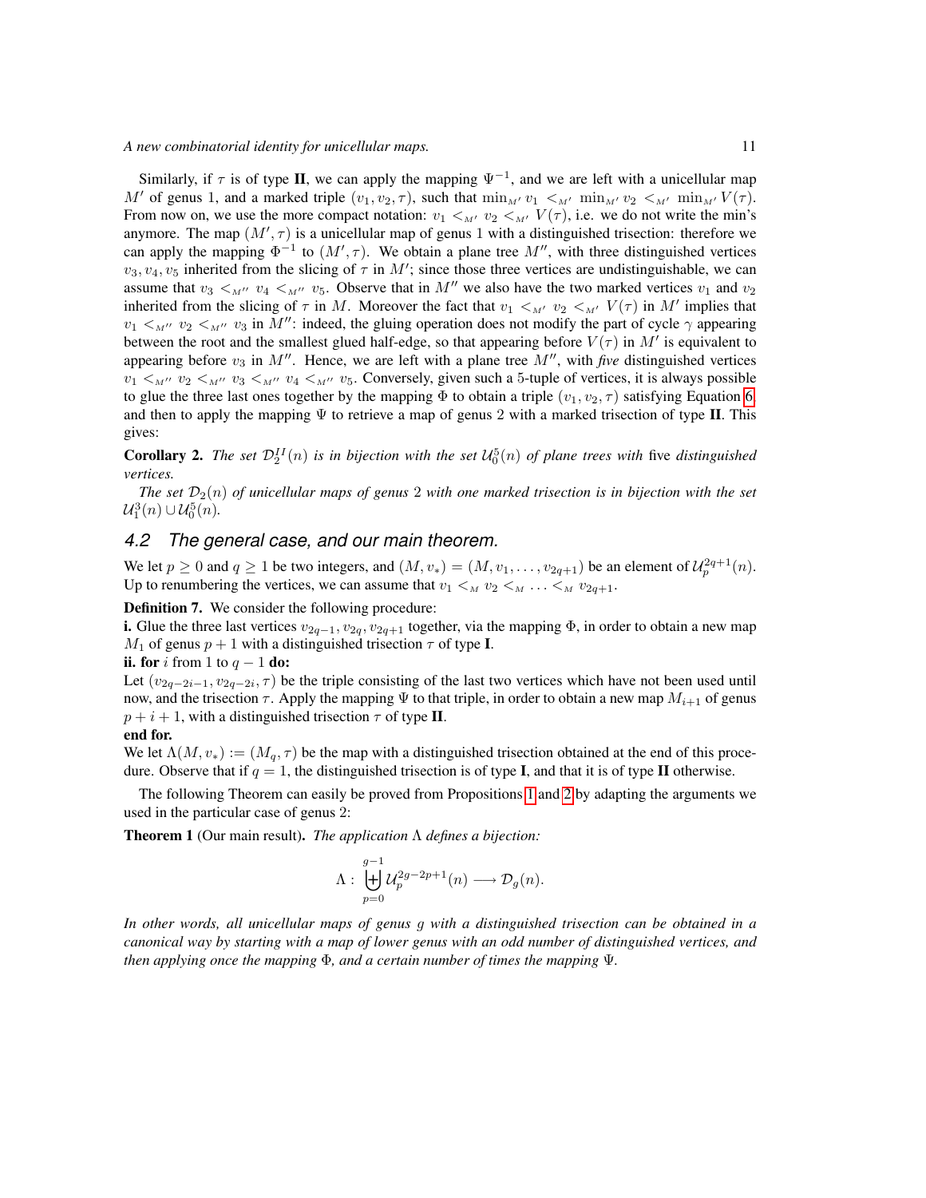Similarly, if $\tau$ is of type **II**, we can apply the mapping $\Psi^{-1}$, and we are left with a unicellular map $M'$ of genus 1, and a marked triple $(v_1, v_2, \tau)$, such that $\min_{M'} v_1 <_{M'} \min_{M'} v_2 <_{M'} \min_{M'} V(\tau)$. From now on, we use the more compact notation: $v_1 <_{M'} v_2 <_{M'} V(\tau)$, i.e. we do not write the min's anymore. The map $(M', \tau)$ is a unicellular map of genus 1 with a distinguished trisection: therefore we can apply the mapping $\Phi^{-1}$ to $(M', \tau)$. We obtain a plane tree $M''$, with three distinguished vertices $v_3, v_4, v_5$ inherited from the slicing of $\tau$ in $M'$; since those three vertices are undistinguishable, we can assume that $v_3 <_{M''} v_4 <_{M''} v_5$. Observe that in $M''$ we also have the two marked vertices $v_1$ and $v_2$ inherited from the slicing of $\tau$ in $M$. Moreover the fact that $v_1 <_{M'} v_2 <_{M'} V(\tau)$ in $M'$ implies that $v_1 <_{M''} v_2 <_{M''} v_3$ in $M''$: indeed, the gluing operation does not modify the part of cycle $\gamma$ appearing between the root and the smallest glued half-edge, so that appearing before $V(\tau)$ in $M'$ is equivalent to appearing before $v_3$ in $M''$. Hence, we are left with a plane tree $M''$, with *five* distinguished vertices $v_1 <_{M''} v_2 <_{M''} v_3 <_{M''} v_4 <_{M''} v_5$. Conversely, given such a 5-tuple of vertices, it is always possible to glue the three last ones together by the mapping $\Phi$ to obtain a triple $(v_1, v_2, \tau)$ satisfying Equation 6 and then to apply the mapping $\Psi$ to retrieve a map of genus 2 with a marked trisection of type **II**. This gives:

**Corollary 2.** *The set $\mathcal{D}_2^{II}(n)$ is in bijection with the set $\mathcal{U}_0^5(n)$ of plane trees with* five *distinguished vertices.*

*The set $\mathcal{D}_2(n)$ of unicellular maps of genus 2 with one marked trisection is in bijection with the set $\mathcal{U}_1^3(n) \cup \mathcal{U}_0^5(n)$.*

### *4.2 The general case, and our main theorem.*

We let $p \geq 0$ and $q \geq 1$ be two integers, and $(M, v_*) = (M, v_1, \ldots, v_{2q+1})$ be an element of $\mathcal{U}_p^{2q+1}(n)$. Up to renumbering the vertices, we can assume that $v_1 <_M v_2 <_M \ldots <_M v_{2q+1}$.

**Definition 7.** We consider the following procedure:

**i.** Glue the three last vertices $v_{2q-1}, v_{2q}, v_{2q+1}$ together, via the mapping $\Phi$, in order to obtain a new map $M_1$ of genus $p+1$ with a distinguished trisection $\tau$ of type **I**.

**ii. for** $i$ from 1 to $q-1$ **do:**

Let $(v_{2q-2i-1}, v_{2q-2i}, \tau)$ be the triple consisting of the last two vertices which have not been used until now, and the trisection $\tau$. Apply the mapping $\Psi$ to that triple, in order to obtain a new map $M_{i+1}$ of genus $p+i+1$, with a distinguished trisection $\tau$ of type **II**.

**end for.**

We let $\Lambda(M, v_*) := (M_q, \tau)$ be the map with a distinguished trisection obtained at the end of this procedure. Observe that if $q = 1$, the distinguished trisection is of type **I**, and that it is of type **II** otherwise.

The following Theorem can easily be proved from Propositions 1 and 2 by adapting the arguments we used in the particular case of genus 2:

**Theorem 1** (Our main result). *The application $\Lambda$ defines a bijection:*

$$\Lambda : \biguplus_{p=0}^{g-1} \mathcal{U}_p^{2g-2p+1}(n) \longrightarrow \mathcal{D}_g(n).$$

*In other words, all unicellular maps of genus $g$ with a distinguished trisection can be obtained in a canonical way by starting with a map of lower genus with an odd number of distinguished vertices, and then applying once the mapping $\Phi$, and a certain number of times the mapping $\Psi$.*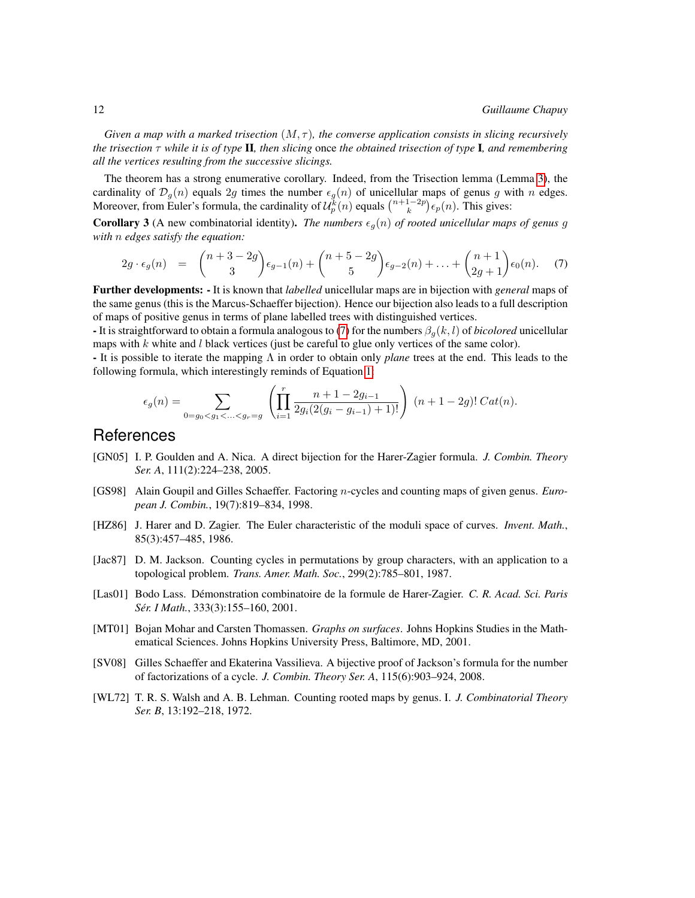*Given a map with a marked trisection $(M, \tau)$, the converse application consists in slicing recursively the trisection $\tau$ while it is of type* **II***, then slicing* once *the obtained trisection of type* **I***, and remembering all the vertices resulting from the successive slicings.*

The theorem has a strong enumerative corollary. Indeed, from the Trisection lemma (Lemma 3), the cardinality of $\mathcal{D}_g(n)$ equals $2g$ times the number $\epsilon_g(n)$ of unicellular maps of genus $g$ with $n$ edges. Moreover, from Euler's formula, the cardinality of $\mathcal{U}_p^k(n)$ equals $\binom{n+1-2p}{k}\epsilon_p(n)$. This gives:

**Corollary 3** (A new combinatorial identity)**.** *The numbers $\epsilon_g(n)$ of rooted unicellular maps of genus $g$ with $n$ edges satisfy the equation:*

$$2g \cdot \epsilon_g(n) \quad = \quad \binom{n+3-2g}{3}\epsilon_{g-1}(n) + \binom{n+5-2g}{5}\epsilon_{g-2}(n) + \ldots + \binom{n+1}{2g+1}\epsilon_0(n). \qquad (7)$$

**Further developments: -** It is known that *labelled* unicellular maps are in bijection with *general* maps of the same genus (this is the Marcus-Schaeffer bijection). Hence our bijection also leads to a full description of maps of positive genus in terms of plane labelled trees with distinguished vertices.

**-** It is straightforward to obtain a formula analogous to (7) for the numbers $\beta_g(k, l)$ of *bicolored* unicellular maps with $k$ white and $l$ black vertices (just be careful to glue only vertices of the same color).

**-** It is possible to iterate the mapping $\Lambda$ in order to obtain only *plane* trees at the end. This leads to the following formula, which interestingly reminds of Equation 1:

$$\epsilon_g(n) = \sum_{0=g_0<g_1<\ldots<g_r=g} \left( \prod_{i=1}^{r} \frac{n+1-2g_{i-1}}{2g_i(2(g_i - g_{i-1})+1)!} \right) (n+1-2g)!\, Cat(n).$$

## References

[GN05] I. P. Goulden and A. Nica. A direct bijection for the Harer-Zagier formula. *J. Combin. Theory Ser. A*, 111(2):224–238, 2005.

[GS98] Alain Goupil and Gilles Schaeffer. Factoring $n$-cycles and counting maps of given genus. *European J. Combin.*, 19(7):819–834, 1998.

[HZ86] J. Harer and D. Zagier. The Euler characteristic of the moduli space of curves. *Invent. Math.*, 85(3):457–485, 1986.

[Jac87] D. M. Jackson. Counting cycles in permutations by group characters, with an application to a topological problem. *Trans. Amer. Math. Soc.*, 299(2):785–801, 1987.

[Las01] Bodo Lass. Démonstration combinatoire de la formule de Harer-Zagier. *C. R. Acad. Sci. Paris Sér. I Math.*, 333(3):155–160, 2001.

[MT01] Bojan Mohar and Carsten Thomassen. *Graphs on surfaces*. Johns Hopkins Studies in the Mathematical Sciences. Johns Hopkins University Press, Baltimore, MD, 2001.

[SV08] Gilles Schaeffer and Ekaterina Vassilieva. A bijective proof of Jackson's formula for the number of factorizations of a cycle. *J. Combin. Theory Ser. A*, 115(6):903–924, 2008.

[WL72] T. R. S. Walsh and A. B. Lehman. Counting rooted maps by genus. I. *J. Combinatorial Theory Ser. B*, 13:192–218, 1972.